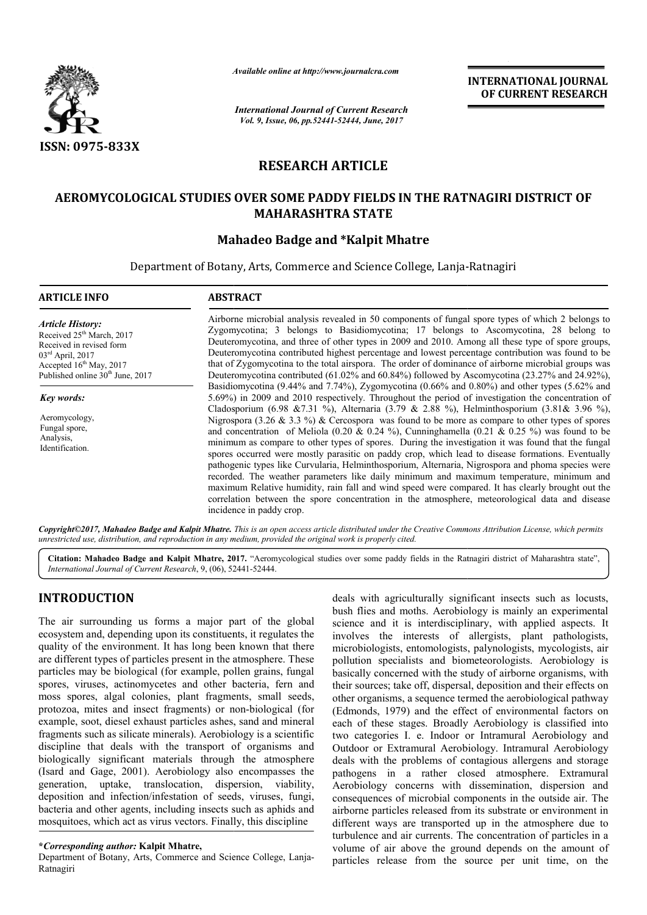ISSN: 0975-833X

*Available online at http://www.journalcra.com*

*International Journal of Current Research*
*Vol. 9, Issue, 06, pp.52441-52444, June, 2017*

**INTERNATIONAL JOURNAL OF CURRENT RESEARCH**

# RESEARCH ARTICLE

## AEROMYCOLOGICAL STUDIES OVER SOME PADDY FIELDS IN THE RATNAGIRI DISTRICT OF MAHARASHTRA STATE

### Mahadeo Badge and *Kalpit Mhatre

Department of Botany, Arts, Commerce and Science College, Lanja-Ratnagiri

**ARTICLE INFO**

*Article History:*
Received 25th March, 2017
Received in revised form 03rd April, 2017
Accepted 16th May, 2017
Published online 30th June, 2017

*Key words:*
Aeromycology,
Fungal spore,
Analysis,
Identification.

**ABSTRACT**

Airborne microbial analysis revealed in 50 components of fungal spore types of which 2 belongs to Zygomycotina; 3 belongs to Basidiomycotina; 17 belongs to Ascomycotina, 28 belong to Deuteromycotina, and three of other types in 2009 and 2010. Among all these type of spore groups, Deuteromycotina contributed highest percentage and lowest percentage contribution was found to be that of Zygomycotina to the total airspora. The order of dominance of airborne microbial groups was Deuteromycotina contributed (61.02% and 60.84%) followed by Ascomycotina (23.27% and 24.92%), Basidiomycotina (9.44% and 7.74%), Zygomycotina (0.66% and 0.80%) and other types (5.62% and 5.69%) in 2009 and 2010 respectively. Throughout the period of investigation the concentration of Cladosporium (6.98 &7.31 %), Alternaria (3.79 & 2.88 %), Helminthosporium (3.81& 3.96 %), Nigrospora (3.26 & 3.3 %) & Cercospora was found to be more as compare to other types of spores and concentration of Meliola (0.20 & 0.24 %), Cunninghamella (0.21 & 0.25 %) was found to be minimum as compare to other types of spores. During the investigation it was found that the fungal spores occurred were mostly parasitic on paddy crop, which lead to disease formations. Eventually pathogenic types like Curvularia, Helminthosporium, Alternaria, Nigrospora and phoma species were recorded. The weather parameters like daily minimum and maximum temperature, minimum and maximum Relative humidity, rain fall and wind speed were compared. It has clearly brought out the correlation between the spore concentration in the atmosphere, meteorological data and disease incidence in paddy crop.

*Copyright©2017, Mahadeo Badge and Kalpit Mhatre. This is an open access article distributed under the Creative Commons Attribution License, which permits unrestricted use, distribution, and reproduction in any medium, provided the original work is properly cited.*

**Citation: Mahadeo Badge and Kalpit Mhatre, 2017.** "Aeromycological studies over some paddy fields in the Ratnagiri district of Maharashtra state", *International Journal of Current Research*, 9, (06), 52441-52444.

## INTRODUCTION

The air surrounding us forms a major part of the global ecosystem and, depending upon its constituents, it regulates the quality of the environment. It has long been known that there are different types of particles present in the atmosphere. These particles may be biological (for example, pollen grains, fungal spores, viruses, actinomycetes and other bacteria, fern and moss spores, algal colonies, plant fragments, small seeds, protozoa, mites and insect fragments) or non-biological (for example, soot, diesel exhaust particles ashes, sand and mineral fragments such as silicate minerals). Aerobiology is a scientific discipline that deals with the transport of organisms and biologically significant materials through the atmosphere (Isard and Gage, 2001). Aerobiology also encompasses the generation, uptake, translocation, dispersion, viability, deposition and infection/infestation of seeds, viruses, fungi, bacteria and other agents, including insects such as aphids and mosquitoes, which act as virus vectors. Finally, this discipline deals with agriculturally significant insects such as locusts, bush flies and moths. Aerobiology is mainly an experimental science and it is interdisciplinary, with applied aspects. It involves the interests of allergists, plant pathologists, microbiologists, entomologists, palynologists, mycologists, air pollution specialists and biometeorologists. Aerobiology is basically concerned with the study of airborne organisms, with their sources; take off, dispersal, deposition and their effects on other organisms, a sequence termed the aerobiological pathway (Edmonds, 1979) and the effect of environmental factors on each of these stages. Broadly Aerobiology is classified into two categories I. e. Indoor or Intramural Aerobiology and Outdoor or Extramural Aerobiology. Intramural Aerobiology deals with the problems of contagious allergens and storage pathogens in a rather closed atmosphere. Extramural Aerobiology concerns with dissemination, dispersion and consequences of microbial components in the outside air. The airborne particles released from its substrate or environment in different ways are transported up in the atmosphere due to turbulence and air currents. The concentration of particles in a volume of air above the ground depends on the amount of particles release from the source per unit time, on the

***Corresponding author:** **Kalpit Mhatre,**
Department of Botany, Arts, Commerce and Science College, Lanja-Ratnagiri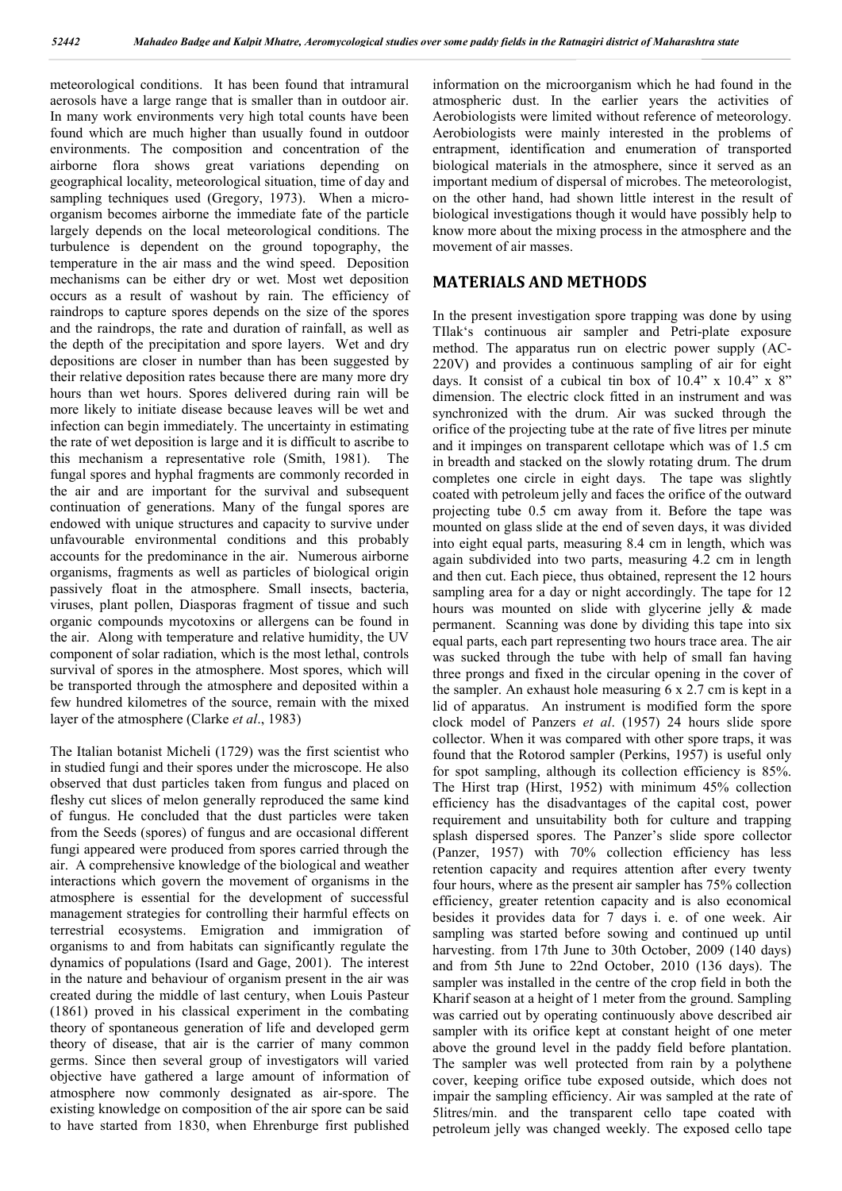meteorological conditions. It has been found that intramural aerosols have a large range that is smaller than in outdoor air. In many work environments very high total counts have been found which are much higher than usually found in outdoor environments. The composition and concentration of the airborne flora shows great variations depending on geographical locality, meteorological situation, time of day and sampling techniques used (Gregory, 1973). When a micro-organism becomes airborne the immediate fate of the particle largely depends on the local meteorological conditions. The turbulence is dependent on the ground topography, the temperature in the air mass and the wind speed. Deposition mechanisms can be either dry or wet. Most wet deposition occurs as a result of washout by rain. The efficiency of raindrops to capture spores depends on the size of the spores and the raindrops, the rate and duration of rainfall, as well as the depth of the precipitation and spore layers. Wet and dry depositions are closer in number than has been suggested by their relative deposition rates because there are many more dry hours than wet hours. Spores delivered during rain will be more likely to initiate disease because leaves will be wet and infection can begin immediately. The uncertainty in estimating the rate of wet deposition is large and it is difficult to ascribe to this mechanism a representative role (Smith, 1981). The fungal spores and hyphal fragments are commonly recorded in the air and are important for the survival and subsequent continuation of generations. Many of the fungal spores are endowed with unique structures and capacity to survive under unfavourable environmental conditions and this probably accounts for the predominance in the air. Numerous airborne organisms, fragments as well as particles of biological origin passively float in the atmosphere. Small insects, bacteria, viruses, plant pollen, Diasporas fragment of tissue and such organic compounds mycotoxins or allergens can be found in the air. Along with temperature and relative humidity, the UV component of solar radiation, which is the most lethal, controls survival of spores in the atmosphere. Most spores, which will be transported through the atmosphere and deposited within a few hundred kilometres of the source, remain with the mixed layer of the atmosphere (Clarke *et al*., 1983)

The Italian botanist Micheli (1729) was the first scientist who in studied fungi and their spores under the microscope. He also observed that dust particles taken from fungus and placed on fleshy cut slices of melon generally reproduced the same kind of fungus. He concluded that the dust particles were taken from the Seeds (spores) of fungus and are occasional different fungi appeared were produced from spores carried through the air. A comprehensive knowledge of the biological and weather interactions which govern the movement of organisms in the atmosphere is essential for the development of successful management strategies for controlling their harmful effects on terrestrial ecosystems. Emigration and immigration of organisms to and from habitats can significantly regulate the dynamics of populations (Isard and Gage, 2001). The interest in the nature and behaviour of organism present in the air was created during the middle of last century, when Louis Pasteur (1861) proved in his classical experiment in the combating theory of spontaneous generation of life and developed germ theory of disease, that air is the carrier of many common germs. Since then several group of investigators will varied objective have gathered a large amount of information of atmosphere now commonly designated as air-spore. The existing knowledge on composition of the air spore can be said to have started from 1830, when Ehrenburge first published information on the microorganism which he had found in the atmospheric dust. In the earlier years the activities of Aerobiologists were limited without reference of meteorology. Aerobiologists were mainly interested in the problems of entrapment, identification and enumeration of transported biological materials in the atmosphere, since it served as an important medium of dispersal of microbes. The meteorologist, on the other hand, had shown little interest in the result of biological investigations though it would have possibly help to know more about the mixing process in the atmosphere and the movement of air masses.

## MATERIALS AND METHODS

In the present investigation spore trapping was done by using TIlak's continuous air sampler and Petri-plate exposure method. The apparatus run on electric power supply (AC-220V) and provides a continuous sampling of air for eight days. It consist of a cubical tin box of 10.4" x 10.4" x 8" dimension. The electric clock fitted in an instrument and was synchronized with the drum. Air was sucked through the orifice of the projecting tube at the rate of five litres per minute and it impinges on transparent cellotape which was of 1.5 cm in breadth and stacked on the slowly rotating drum. The drum completes one circle in eight days. The tape was slightly coated with petroleum jelly and faces the orifice of the outward projecting tube 0.5 cm away from it. Before the tape was mounted on glass slide at the end of seven days, it was divided into eight equal parts, measuring 8.4 cm in length, which was again subdivided into two parts, measuring 4.2 cm in length and then cut. Each piece, thus obtained, represent the 12 hours sampling area for a day or night accordingly. The tape for 12 hours was mounted on slide with glycerine jelly & made permanent. Scanning was done by dividing this tape into six equal parts, each part representing two hours trace area. The air was sucked through the tube with help of small fan having three prongs and fixed in the circular opening in the cover of the sampler. An exhaust hole measuring 6 x 2.7 cm is kept in a lid of apparatus. An instrument is modified form the spore clock model of Panzers *et al*. (1957) 24 hours slide spore collector. When it was compared with other spore traps, it was found that the Rotorod sampler (Perkins, 1957) is useful only for spot sampling, although its collection efficiency is 85%. The Hirst trap (Hirst, 1952) with minimum 45% collection efficiency has the disadvantages of the capital cost, power requirement and unsuitability both for culture and trapping splash dispersed spores. The Panzer's slide spore collector (Panzer, 1957) with 70% collection efficiency has less retention capacity and requires attention after every twenty four hours, where as the present air sampler has 75% collection efficiency, greater retention capacity and is also economical besides it provides data for 7 days i. e. of one week. Air sampling was started before sowing and continued up until harvesting. from 17th June to 30th October, 2009 (140 days) and from 5th June to 22nd October, 2010 (136 days). The sampler was installed in the centre of the crop field in both the Kharif season at a height of 1 meter from the ground. Sampling was carried out by operating continuously above described air sampler with its orifice kept at constant height of one meter above the ground level in the paddy field before plantation. The sampler was well protected from rain by a polythene cover, keeping orifice tube exposed outside, which does not impair the sampling efficiency. Air was sampled at the rate of 5litres/min. and the transparent cello tape coated with petroleum jelly was changed weekly. The exposed cello tape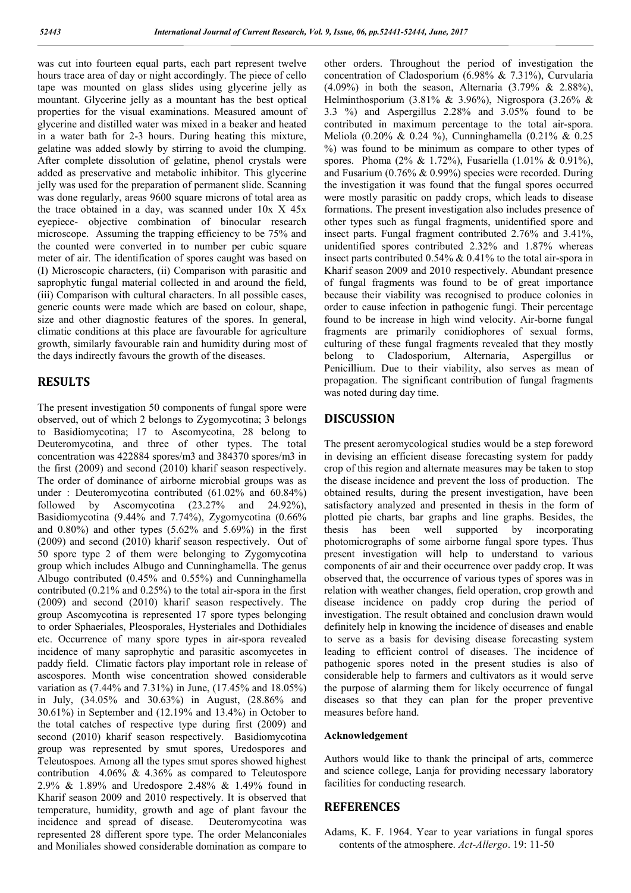was cut into fourteen equal parts, each part represent twelve hours trace area of day or night accordingly. The piece of cello tape was mounted on glass slides using glycerine jelly as mountant. Glycerine jelly as a mountant has the best optical properties for the visual examinations. Measured amount of glycerine and distilled water was mixed in a beaker and heated in a water bath for 2-3 hours. During heating this mixture, gelatine was added slowly by stirring to avoid the clumping. After complete dissolution of gelatine, phenol crystals were added as preservative and metabolic inhibitor. This glycerine jelly was used for the preparation of permanent slide. Scanning was done regularly, areas 9600 square microns of total area as the trace obtained in a day, was scanned under 10x X 45x eyepiece- objective combination of binocular research microscope. Assuming the trapping efficiency to be 75% and the counted were converted in to number per cubic square meter of air. The identification of spores caught was based on (I) Microscopic characters, (ii) Comparison with parasitic and saprophytic fungal material collected in and around the field, (iii) Comparison with cultural characters. In all possible cases, generic counts were made which are based on colour, shape, size and other diagnostic features of the spores. In general, climatic conditions at this place are favourable for agriculture growth, similarly favourable rain and humidity during most of the days indirectly favours the growth of the diseases.

## RESULTS

The present investigation 50 components of fungal spore were observed, out of which 2 belongs to Zygomycotina; 3 belongs to Basidiomycotina; 17 to Ascomycotina, 28 belong to Deuteromycotina, and three of other types. The total concentration was 422884 spores/m3 and 384370 spores/m3 in the first (2009) and second (2010) kharif season respectively. The order of dominance of airborne microbial groups was as under : Deuteromycotina contributed (61.02% and 60.84%) followed by Ascomycotina (23.27% and 24.92%), Basidiomycotina (9.44% and 7.74%), Zygomycotina (0.66% and 0.80%) and other types (5.62% and 5.69%) in the first (2009) and second (2010) kharif season respectively. Out of 50 spore type 2 of them were belonging to Zygomycotina group which includes Albugo and Cunninghamella. The genus Albugo contributed (0.45% and 0.55%) and Cunninghamella contributed (0.21% and 0.25%) to the total air-spora in the first (2009) and second (2010) kharif season respectively. The group Ascomycotina is represented 17 spore types belonging to order Sphaeriales, Pleosporales, Hysteriales and Dothidiales etc. Occurrence of many spore types in air-spora revealed incidence of many saprophytic and parasitic ascomycetes in paddy field. Climatic factors play important role in release of ascospores. Month wise concentration showed considerable variation as (7.44% and 7.31%) in June, (17.45% and 18.05%) in July, (34.05% and 30.63%) in August, (28.86% and 30.61%) in September and (12.19% and 13.4%) in October to the total catches of respective type during first (2009) and second (2010) kharif season respectively. Basidiomycotina group was represented by smut spores, Uredospores and Teleutospoes. Among all the types smut spores showed highest contribution 4.06% & 4.36% as compared to Teleutospore 2.9% & 1.89% and Uredospore 2.48% & 1.49% found in Kharif season 2009 and 2010 respectively. It is observed that temperature, humidity, growth and age of plant favour the incidence and spread of disease. Deuteromycotina was represented 28 different spore type. The order Melanconiales and Moniliales showed considerable domination as compare to other orders. Throughout the period of investigation the concentration of Cladosporium (6.98% & 7.31%), Curvularia (4.09%) in both the season, Alternaria (3.79% & 2.88%), Helminthosporium (3.81% & 3.96%), Nigrospora (3.26% & 3.3 %) and Aspergillus 2.28% and 3.05% found to be contributed in maximum percentage to the total air-spora. Meliola (0.20% & 0.24 %), Cunninghamella (0.21% & 0.25 %) was found to be minimum as compare to other types of spores. Phoma (2% & 1.72%), Fusariella (1.01% & 0.91%), and Fusarium (0.76% & 0.99%) species were recorded. During the investigation it was found that the fungal spores occurred were mostly parasitic on paddy crops, which leads to disease formations. The present investigation also includes presence of other types such as fungal fragments, unidentified spore and insect parts. Fungal fragment contributed 2.76% and 3.41%, unidentified spores contributed 2.32% and 1.87% whereas insect parts contributed 0.54% & 0.41% to the total air-spora in Kharif season 2009 and 2010 respectively. Abundant presence of fungal fragments was found to be of great importance because their viability was recognised to produce colonies in order to cause infection in pathogenic fungi. Their percentage found to be increase in high wind velocity. Air-borne fungal fragments are primarily conidiophores of sexual forms, culturing of these fungal fragments revealed that they mostly belong to Cladosporium, Alternaria, Aspergillus or Penicillium. Due to their viability, also serves as mean of propagation. The significant contribution of fungal fragments was noted during day time.

## DISCUSSION

The present aeromycological studies would be a step foreword in devising an efficient disease forecasting system for paddy crop of this region and alternate measures may be taken to stop the disease incidence and prevent the loss of production. The obtained results, during the present investigation, have been satisfactory analyzed and presented in thesis in the form of plotted pie charts, bar graphs and line graphs. Besides, the thesis has been well supported by incorporating photomicrographs of some airborne fungal spore types. Thus present investigation will help to understand to various components of air and their occurrence over paddy crop. It was observed that, the occurrence of various types of spores was in relation with weather changes, field operation, crop growth and disease incidence on paddy crop during the period of investigation. The result obtained and conclusion drawn would definitely help in knowing the incidence of diseases and enable to serve as a basis for devising disease forecasting system leading to efficient control of diseases. The incidence of pathogenic spores noted in the present studies is also of considerable help to farmers and cultivators as it would serve the purpose of alarming them for likely occurrence of fungal diseases so that they can plan for the proper preventive measures before hand.

### Acknowledgement

Authors would like to thank the principal of arts, commerce and science college, Lanja for providing necessary laboratory facilities for conducting research.

## REFERENCES

Adams, K. F. 1964. Year to year variations in fungal spores contents of the atmosphere. *Act-Allergo*. 19: 11-50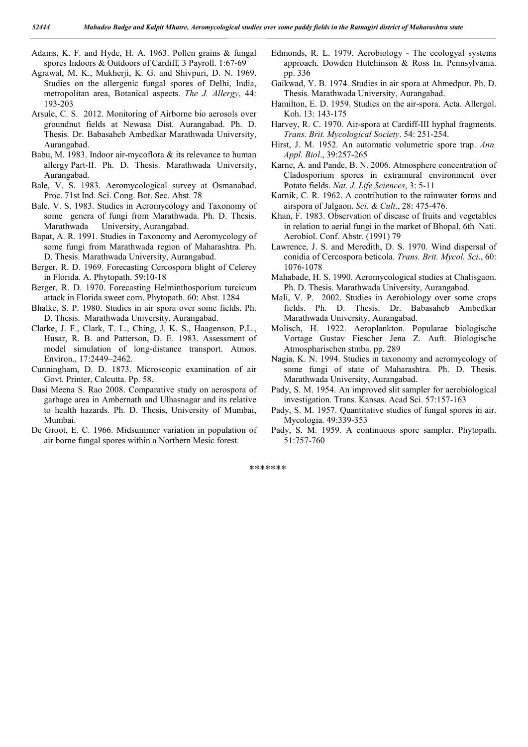Adams, K. F. and Hyde, H. A. 1963. Pollen grains & fungal spores Indoors & Outdoors of Cardiff, 3 Payroll. 1:67-69

Agrawal, M. K., Mukherji, K. G. and Shivpuri, D. N. 1969. Studies on the allergenic fungal spores of Delhi, India, metropolitan area, Botanical aspects. *The J. Allergy*, 44: 193-203

Arsule, C. S. 2012. Monitoring of Airborne bio aerosols over groundnut fields at Newasa Dist. Aurangabad. Ph. D. Thesis. Dr. Babasaheb Ambedkar Marathwada University, Aurangabad.

Babu, M. 1983. Indoor air-mycoflora & its relevance to human allergy Part-II. Ph. D. Thesis. Marathwada University, Aurangabad.

Bale, V. S. 1983. Aeromycological survey at Osmanabad. Proc. 71st Ind. Sci. Cong. Bot. Sec. Abst. 78

Bale, V. S. 1983. Studies in Aeromycology and Taxonomy of some genera of fungi from Marathwada. Ph. D. Thesis. Marathwada University, Aurangabad.

Bapat, A. R. 1991. Studies in Taxonomy and Aeromycology of some fungi from Marathwada region of Maharashtra. Ph. D. Thesis. Marathwada University, Aurangabad.

Berger, R. D. 1969. Forecasting Cercospora blight of Celerey in Florida. A. Phytopath. 59:10-18

Berger, R. D. 1970. Forecasting Helminthosporium turcicum attack in Florida sweet corn. Phytopath. 60: Abst. 1284

Bhalke, S. P. 1980. Studies in air spora over some fields. Ph. D. Thesis. Marathwada University, Aurangabad.

Clarke, J. F., Clark, T. L., Ching, J. K. S., Haagenson, P.L., Husar, R. B. and Patterson, D. E. 1983. Assessment of model simulation of long-distance transport. Atmos. Environ., 17:2449–2462.

Cunningham, D. D. 1873. Microscopic examination of air Govt. Printer, Calcutta. Pp. 58.

Dasi Meena S. Rao 2008. Comparative study on aerospora of garbage area in Ambernath and Ulhasnagar and its relative to health hazards. Ph. D. Thesis, University of Mumbai, Mumbai.

De Groot, E. C. 1966. Midsummer variation in population of air borne fungal spores within a Northern Mesic forest.

Edmonds, R. L. 1979. Aerobiology - The ecologyal systems approach. Dowden Hutchinson & Ross In. Pennsylvania. pp. 336

Gaikwad, Y. B. 1974. Studies in air spora at Ahmedpur. Ph. D. Thesis. Marathwada University, Aurangabad.

Hamilton, E. D. 1959. Studies on the air-spora. Acta. Allergol. Koh. 13: 143-175

Harvey, R. C. 1970. Air-spora at Cardiff-III hyphal fragments. *Trans. Brit. Mycological Society*. 54: 251-254.

Hirst, J. M. 1952. An automatic volumetric spore trap. *Ann. Appl. Biol*., 39:257-265

Karne, A. and Pande, B. N. 2006. Atmosphere concentration of Cladosporium spores in extramural environment over Potato fields. *Nat. J. Life Sciences*, 3: 5-11

Karnik, C. R. 1962. A contribution to the rainwater forms and airspora of Jalgaon. *Sci. & Cult*., 28: 475-476.

Khan, F. 1983. Observation of disease of fruits and vegetables in relation to aerial fungi in the market of Bhopal. 6th Nati. Aerobiol. Conf. Abstr. (1991) 79

Lawrence, J. S. and Meredith, D. S. 1970. Wind dispersal of conidia of Cercospora beticola. *Trans. Brit. Mycol. Sci*., 60: 1076-1078

Mahabade, H. S. 1990. Aeromycological studies at Chalisgaon. Ph. D. Thesis. Marathwada University, Aurangabad.

Mali, V. P. 2002. Studies in Aerobiology over some crops fields. Ph. D. Thesis. Dr. Babasaheb Ambedkar Marathwada University, Aurangabad.

Molisch, H. 1922. Aeroplankton. Popularae biologische Vortage Gustav Fiescher Jena Z. Auft. Biologische Atmospharischen stmba. pp. 289

Nagia, K. N. 1994. Studies in taxonomy and aeromycology of some fungi of state of Maharashtra. Ph. D. Thesis. Marathwada University, Aurangabad.

Pady, S. M. 1954. An improved slit sampler for aerobiological investigation. Trans. Kansas. Acad Sci. 57:157-163

Pady, S. M. 1957. Quantitative studies of fungal spores in air. Mycologia. 49:339-353

Pady, S. M. 1959. A continuous spore sampler. Phytopath. 51:757-760

\*\*\*\*\*\*\*